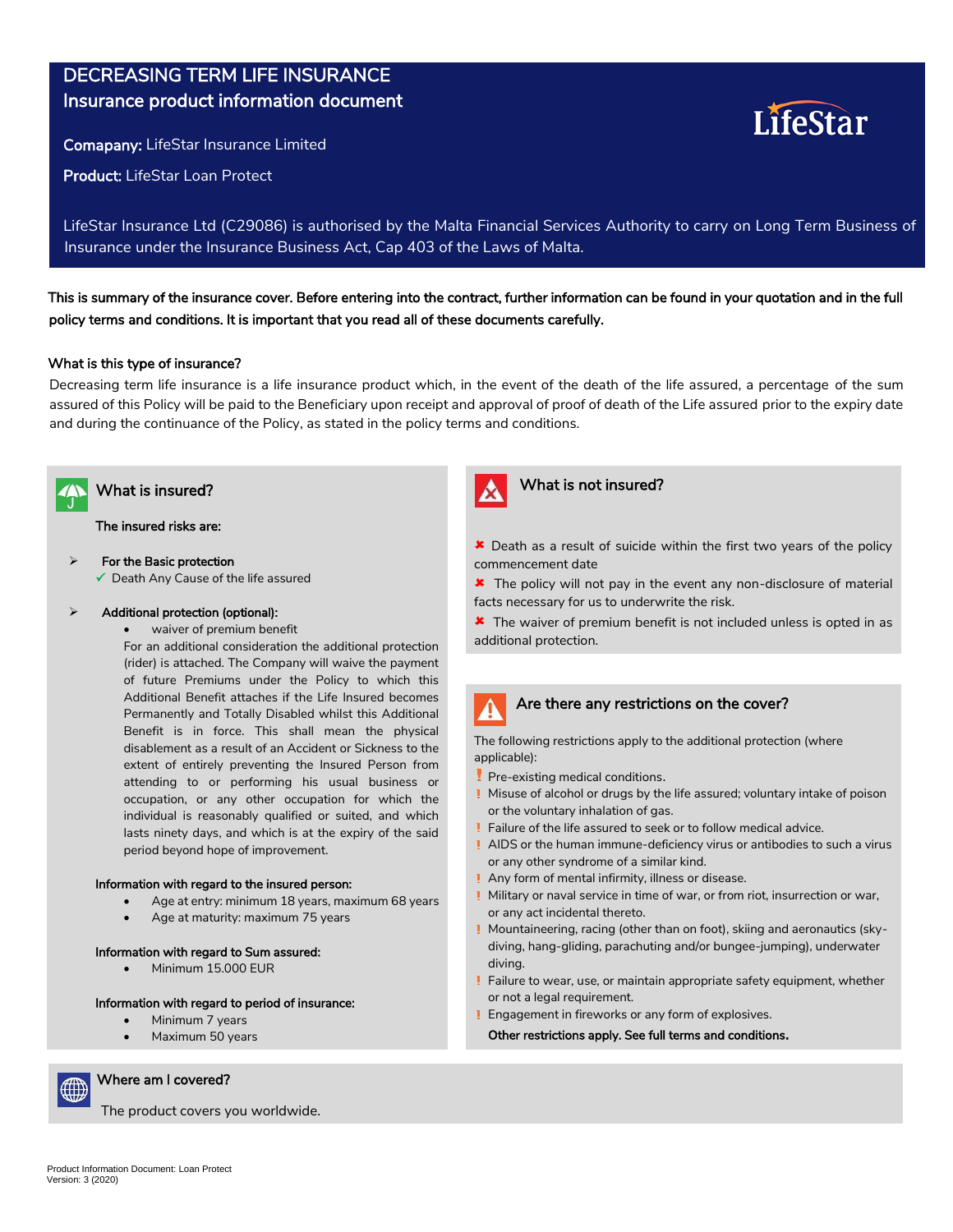# DECREASING TERM LIFE INSURANCE
## Insurance product information document

**Comapany:** LifeStar Insurance Limited

**Product:** LifeStar Loan Protect

LifeStar Insurance Ltd (C29086) is authorised by the Malta Financial Services Authority to carry on Long Term Business of Insurance under the Insurance Business Act, Cap 403 of the Laws of Malta.

**This is summary of the insurance cover. Before entering into the contract, further information can be found in your quotation and in the full policy terms and conditions. It is important that you read all of these documents carefully.**

### What is this type of insurance?

Decreasing term life insurance is a life insurance product which, in the event of the death of the life assured, a percentage of the sum assured of this Policy will be paid to the Beneficiary upon receipt and approval of proof of death of the Life assured prior to the expiry date and during the continuance of the Policy, as stated in the policy terms and conditions.

### What is insured?

**The insured risks are:**

- **For the Basic protection**
  - ✓ Death Any Cause of the life assured
- **Additional protection (optional):**
  - waiver of premium benefit

    For an additional consideration the additional protection (rider) is attached. The Company will waive the payment of future Premiums under the Policy to which this Additional Benefit attaches if the Life Insured becomes Permanently and Totally Disabled whilst this Additional Benefit is in force. This shall mean the physical disablement as a result of an Accident or Sickness to the extent of entirely preventing the Insured Person from attending to or performing his usual business or occupation, or any other occupation for which the individual is reasonably qualified or suited, and which lasts ninety days, and which is at the expiry of the said period beyond hope of improvement.

**Information with regard to the insured person:**

- Age at entry: minimum 18 years, maximum 68 years
- Age at maturity: maximum 75 years

**Information with regard to Sum assured:**

- Minimum 15.000 EUR

**Information with regard to period of insurance:**

- Minimum 7 years
- Maximum 50 years

### What is not insured?

- ✖ Death as a result of suicide within the first two years of the policy commencement date
- ✖ The policy will not pay in the event any non-disclosure of material facts necessary for us to underwrite the risk.
- ✖ The waiver of premium benefit is not included unless is opted in as additional protection.

### Are there any restrictions on the cover?

The following restrictions apply to the additional protection (where applicable):

- ! Pre-existing medical conditions.
- ! Misuse of alcohol or drugs by the life assured; voluntary intake of poison or the voluntary inhalation of gas.
- ! Failure of the life assured to seek or to follow medical advice.
- ! AIDS or the human immune-deficiency virus or antibodies to such a virus or any other syndrome of a similar kind.
- ! Any form of mental infirmity, illness or disease.
- ! Military or naval service in time of war, or from riot, insurrection or war, or any act incidental thereto.
- ! Mountaineering, racing (other than on foot), skiing and aeronautics (sky-diving, hang-gliding, parachuting and/or bungee-jumping), underwater diving.
- ! Failure to wear, use, or maintain appropriate safety equipment, whether or not a legal requirement.
- ! Engagement in fireworks or any form of explosives.

**Other restrictions apply. See full terms and conditions.**

### Where am I covered?

The product covers you worldwide.

Product Information Document: Loan Protect
Version: 3 (2020)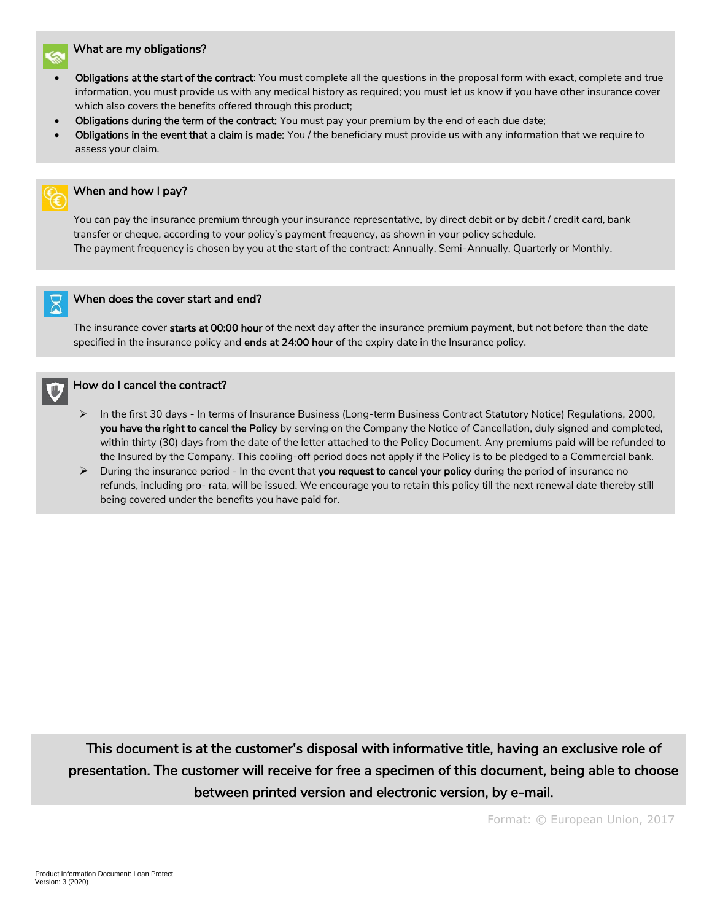## What are my obligations?

- **Obligations at the start of the contract**: You must complete all the questions in the proposal form with exact, complete and true information, you must provide us with any medical history as required; you must let us know if you have other insurance cover which also covers the benefits offered through this product;
- **Obligations during the term of the contract:** You must pay your premium by the end of each due date;
- **Obligations in the event that a claim is made:** You / the beneficiary must provide us with any information that we require to assess your claim.

## When and how I pay?

You can pay the insurance premium through your insurance representative, by direct debit or by debit / credit card, bank transfer or cheque, according to your policy's payment frequency, as shown in your policy schedule.
The payment frequency is chosen by you at the start of the contract: Annually, Semi-Annually, Quarterly or Monthly.

## When does the cover start and end?

The insurance cover **starts at 00:00 hour** of the next day after the insurance premium payment, but not before than the date specified in the insurance policy and **ends at 24:00 hour** of the expiry date in the Insurance policy.

## How do I cancel the contract?

- In the first 30 days - In terms of Insurance Business (Long-term Business Contract Statutory Notice) Regulations, 2000, **you have the right to cancel the Policy** by serving on the Company the Notice of Cancellation, duly signed and completed, within thirty (30) days from the date of the letter attached to the Policy Document. Any premiums paid will be refunded to the Insured by the Company. This cooling-off period does not apply if the Policy is to be pledged to a Commercial bank.
- During the insurance period - In the event that **you request to cancel your policy** during the period of insurance no refunds, including pro- rata, will be issued. We encourage you to retain this policy till the next renewal date thereby still being covered under the benefits you have paid for.

**This document is at the customer's disposal with informative title, having an exclusive role of presentation. The customer will receive for free a specimen of this document, being able to choose between printed version and electronic version, by e-mail.**

Format: © European Union, 2017

Product Information Document: Loan Protect
Version: 3 (2020)